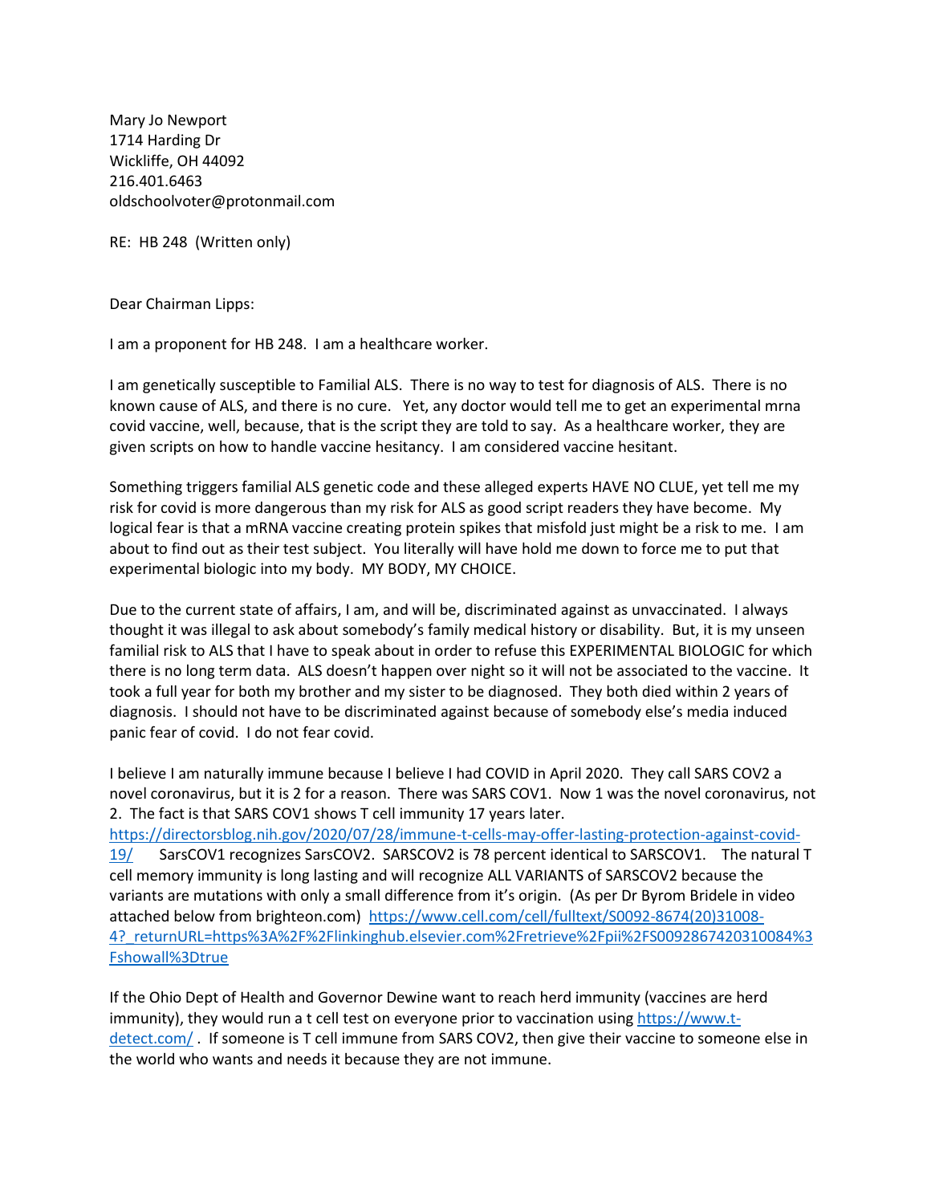Mary Jo Newport
1714 Harding Dr
Wickliffe, OH 44092
216.401.6463
oldschoolvoter@protonmail.com

RE: HB 248 (Written only)

Dear Chairman Lipps:

I am a proponent for HB 248. I am a healthcare worker.

I am genetically susceptible to Familial ALS. There is no way to test for diagnosis of ALS. There is no known cause of ALS, and there is no cure. Yet, any doctor would tell me to get an experimental mrna covid vaccine, well, because, that is the script they are told to say. As a healthcare worker, they are given scripts on how to handle vaccine hesitancy. I am considered vaccine hesitant.

Something triggers familial ALS genetic code and these alleged experts HAVE NO CLUE, yet tell me my risk for covid is more dangerous than my risk for ALS as good script readers they have become. My logical fear is that a mRNA vaccine creating protein spikes that misfold just might be a risk to me. I am about to find out as their test subject. You literally will have hold me down to force me to put that experimental biologic into my body. MY BODY, MY CHOICE.

Due to the current state of affairs, I am, and will be, discriminated against as unvaccinated. I always thought it was illegal to ask about somebody's family medical history or disability. But, it is my unseen familial risk to ALS that I have to speak about in order to refuse this EXPERIMENTAL BIOLOGIC for which there is no long term data. ALS doesn't happen over night so it will not be associated to the vaccine. It took a full year for both my brother and my sister to be diagnosed. They both died within 2 years of diagnosis. I should not have to be discriminated against because of somebody else's media induced panic fear of covid. I do not fear covid.

I believe I am naturally immune because I believe I had COVID in April 2020. They call SARS COV2 a novel coronavirus, but it is 2 for a reason. There was SARS COV1. Now 1 was the novel coronavirus, not 2. The fact is that SARS COV1 shows T cell immunity 17 years later. https://directorsblog.nih.gov/2020/07/28/immune-t-cells-may-offer-lasting-protection-against-covid-19/ SarsCOV1 recognizes SarsCOV2. SARSCOV2 is 78 percent identical to SARSCOV1. The natural T cell memory immunity is long lasting and will recognize ALL VARIANTS of SARSCOV2 because the variants are mutations with only a small difference from it's origin. (As per Dr Byrom Bridele in video attached below from brighteon.com) https://www.cell.com/cell/fulltext/S0092-8674(20)31008-4?_returnURL=https%3A%2F%2Flinkinghub.elsevier.com%2Fretrieve%2Fpii%2FS0092867420310084%3Fshowall%3Dtrue

If the Ohio Dept of Health and Governor Dewine want to reach herd immunity (vaccines are herd immunity), they would run a t cell test on everyone prior to vaccination using https://www.t-detect.com/ . If someone is T cell immune from SARS COV2, then give their vaccine to someone else in the world who wants and needs it because they are not immune.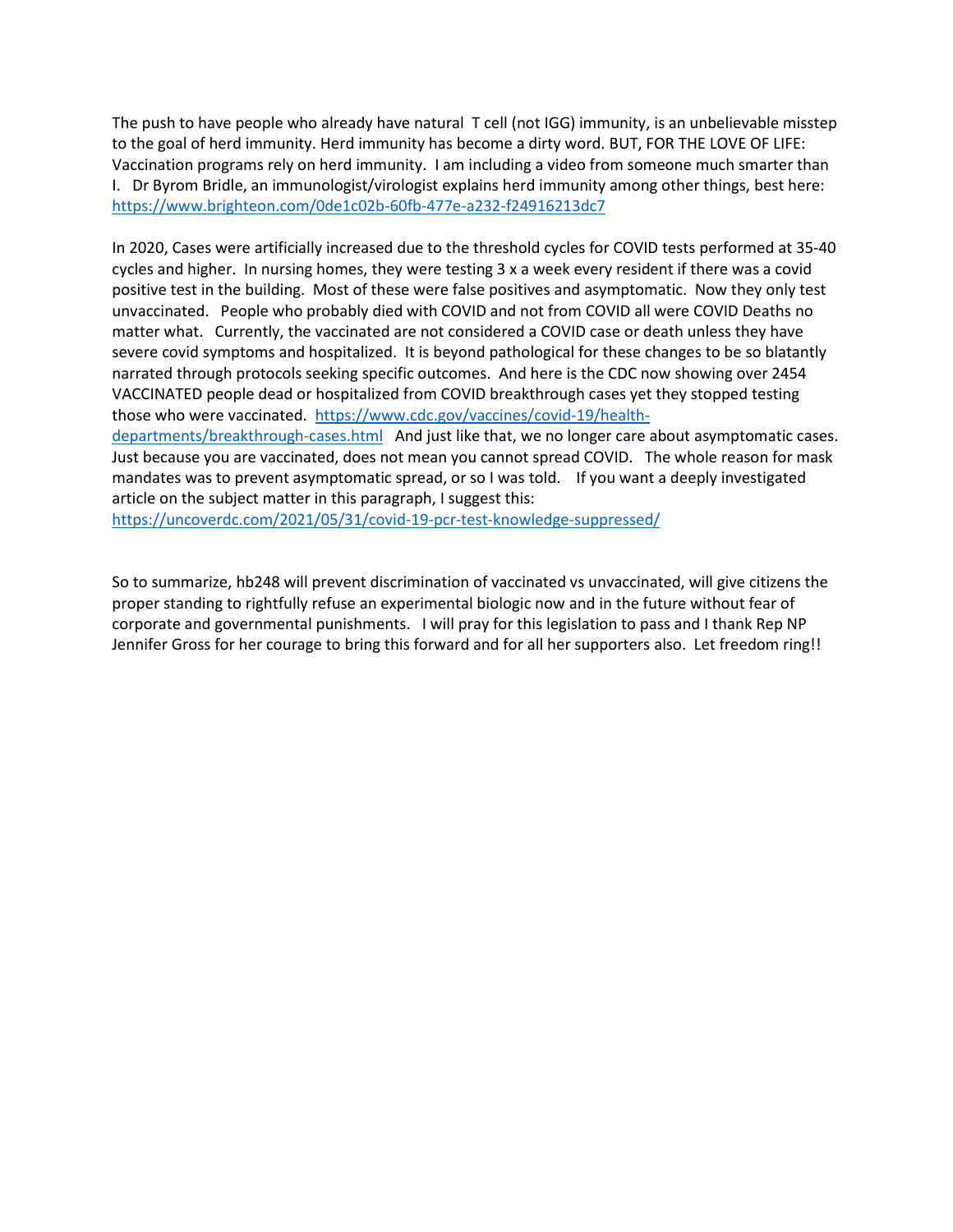The push to have people who already have natural T cell (not IGG) immunity, is an unbelievable misstep to the goal of herd immunity. Herd immunity has become a dirty word. BUT, FOR THE LOVE OF LIFE: Vaccination programs rely on herd immunity. I am including a video from someone much smarter than I. Dr Byrom Bridle, an immunologist/virologist explains herd immunity among other things, best here: https://www.brighteon.com/0de1c02b-60fb-477e-a232-f24916213dc7

In 2020, Cases were artificially increased due to the threshold cycles for COVID tests performed at 35-40 cycles and higher. In nursing homes, they were testing 3 x a week every resident if there was a covid positive test in the building. Most of these were false positives and asymptomatic. Now they only test unvaccinated. People who probably died with COVID and not from COVID all were COVID Deaths no matter what. Currently, the vaccinated are not considered a COVID case or death unless they have severe covid symptoms and hospitalized. It is beyond pathological for these changes to be so blatantly narrated through protocols seeking specific outcomes. And here is the CDC now showing over 2454 VACCINATED people dead or hospitalized from COVID breakthrough cases yet they stopped testing those who were vaccinated. https://www.cdc.gov/vaccines/covid-19/health-departments/breakthrough-cases.html And just like that, we no longer care about asymptomatic cases. Just because you are vaccinated, does not mean you cannot spread COVID. The whole reason for mask mandates was to prevent asymptomatic spread, or so I was told. If you want a deeply investigated article on the subject matter in this paragraph, I suggest this: https://uncoverdc.com/2021/05/31/covid-19-pcr-test-knowledge-suppressed/

So to summarize, hb248 will prevent discrimination of vaccinated vs unvaccinated, will give citizens the proper standing to rightfully refuse an experimental biologic now and in the future without fear of corporate and governmental punishments. I will pray for this legislation to pass and I thank Rep NP Jennifer Gross for her courage to bring this forward and for all her supporters also. Let freedom ring!!